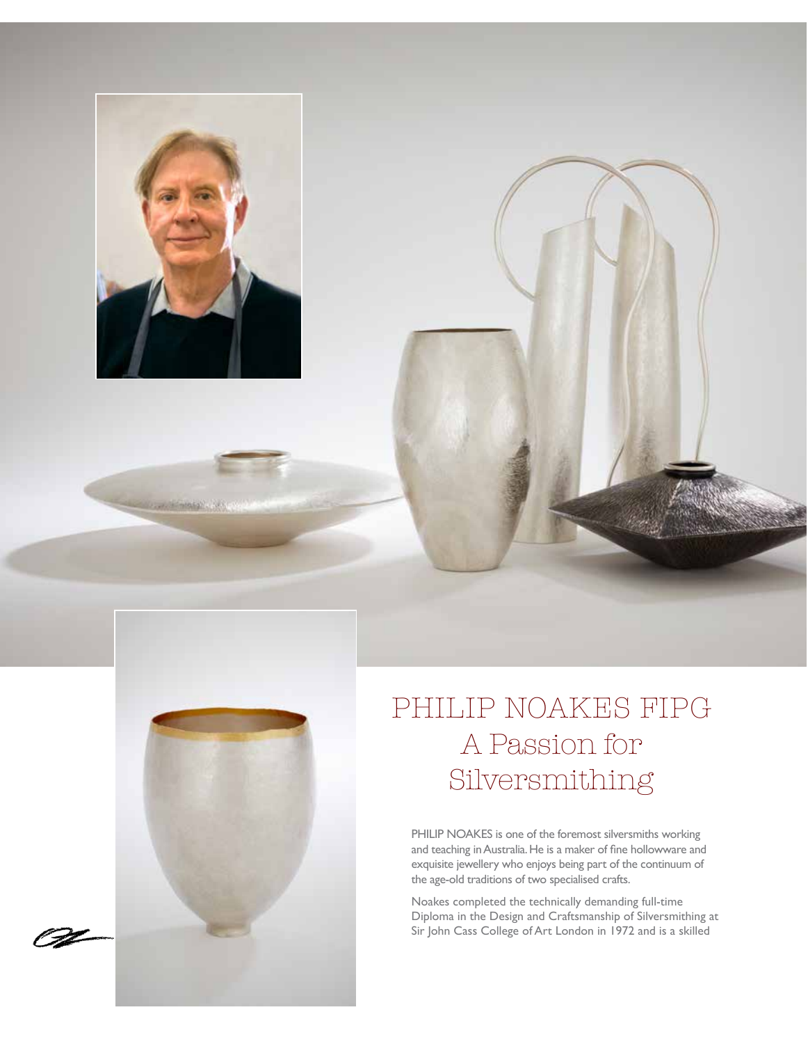# PHILIP NOAKES FIPG

## A Passion for Silversmithing

PHILIP NOAKES is one of the foremost silversmiths working and teaching in Australia. He is a maker of fine hollowware and exquisite jewellery who enjoys being part of the continuum of the age-old traditions of two specialised crafts.

Noakes completed the technically demanding full-time Diploma in the Design and Craftsmanship of Silversmithing at Sir John Cass College of Art London in 1972 and is a skilled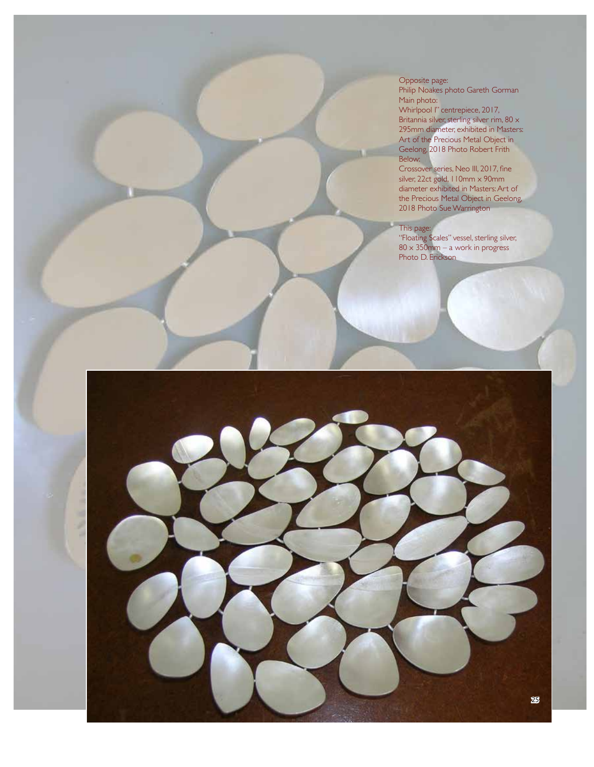Opposite page:
Philip Noakes photo Gareth Gorman
Main photo:
Whirlpool I" centrepiece, 2017, Britannia silver, sterling silver rim, 80 x 295mm diameter, exhibited in Masters: Art of the Precious Metal Object in Geelong, 2018 Photo Robert Frith
Below:
Crossover series, Neo III, 2017, fine silver, 22ct gold, 110mm x 90mm diameter exhibited in Masters: Art of the Precious Metal Object in Geelong, 2018 Photo Sue Warrington

This page:
"Floating Scales" vessel, sterling silver, 80 x 350mm – a work in progress
Photo D. Erickson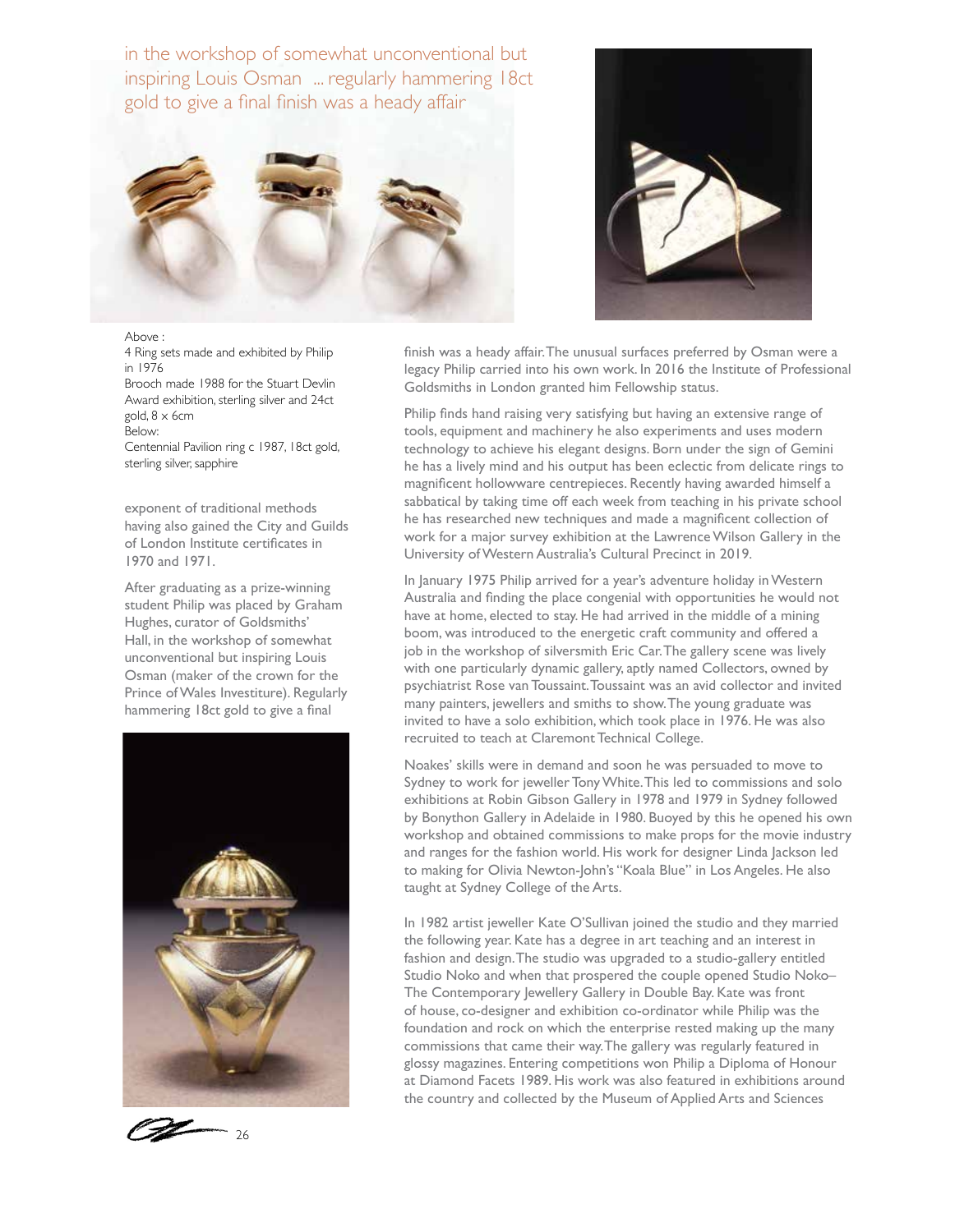*in the workshop of somewhat unconventional but inspiring Louis Osman ... regularly hammering 18ct gold to give a final finish was a heady affair*

Above :
4 Ring sets made and exhibited by Philip in 1976
Brooch made 1988 for the Stuart Devlin Award exhibition, sterling silver and 24ct gold, 8 x 6cm
Below:
Centennial Pavilion ring c 1987, 18ct gold, sterling silver, sapphire

exponent of traditional methods having also gained the City and Guilds of London Institute certificates in 1970 and 1971.

After graduating as a prize-winning student Philip was placed by Graham Hughes, curator of Goldsmiths' Hall, in the workshop of somewhat unconventional but inspiring Louis Osman (maker of the crown for the Prince of Wales Investiture). Regularly hammering 18ct gold to give a final finish was a heady affair. The unusual surfaces preferred by Osman were a legacy Philip carried into his own work. In 2016 the Institute of Professional Goldsmiths in London granted him Fellowship status.

Philip finds hand raising very satisfying but having an extensive range of tools, equipment and machinery he also experiments and uses modern technology to achieve his elegant designs. Born under the sign of Gemini he has a lively mind and his output has been eclectic from delicate rings to magnificent hollowware centrepieces. Recently having awarded himself a sabbatical by taking time off each week from teaching in his private school he has researched new techniques and made a magnificent collection of work for a major survey exhibition at the Lawrence Wilson Gallery in the University of Western Australia's Cultural Precinct in 2019.

In January 1975 Philip arrived for a year's adventure holiday in Western Australia and finding the place congenial with opportunities he would not have at home, elected to stay. He had arrived in the middle of a mining boom, was introduced to the energetic craft community and offered a job in the workshop of silversmith Eric Car. The gallery scene was lively with one particularly dynamic gallery, aptly named Collectors, owned by psychiatrist Rose van Toussaint. Toussaint was an avid collector and invited many painters, jewellers and smiths to show. The young graduate was invited to have a solo exhibition, which took place in 1976. He was also recruited to teach at Claremont Technical College.

Noakes' skills were in demand and soon he was persuaded to move to Sydney to work for jeweller Tony White. This led to commissions and solo exhibitions at Robin Gibson Gallery in 1978 and 1979 in Sydney followed by Bonython Gallery in Adelaide in 1980. Buoyed by this he opened his own workshop and obtained commissions to make props for the movie industry and ranges for the fashion world. His work for designer Linda Jackson led to making for Olivia Newton-John's "Koala Blue" in Los Angeles. He also taught at Sydney College of the Arts.

In 1982 artist jeweller Kate O'Sullivan joined the studio and they married the following year. Kate has a degree in art teaching and an interest in fashion and design. The studio was upgraded to a studio-gallery entitled Studio Noko and when that prospered the couple opened Studio Noko– The Contemporary Jewellery Gallery in Double Bay. Kate was front of house, co-designer and exhibition co-ordinator while Philip was the foundation and rock on which the enterprise rested making up the many commissions that came their way. The gallery was regularly featured in glossy magazines. Entering competitions won Philip a Diploma of Honour at Diamond Facets 1989. His work was also featured in exhibitions around the country and collected by the Museum of Applied Arts and Sciences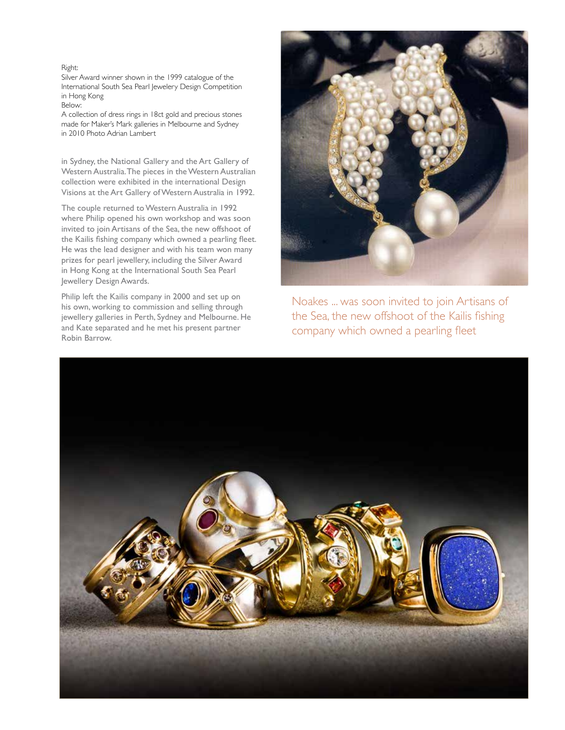Right:
Silver Award winner shown in the 1999 catalogue of the International South Sea Pearl Jewelery Design Competition in Hong Kong
Below:
A collection of dress rings in 18ct gold and precious stones made for Maker's Mark galleries in Melbourne and Sydney in 2010 Photo Adrian Lambert

in Sydney, the National Gallery and the Art Gallery of Western Australia. The pieces in the Western Australian collection were exhibited in the international Design Visions at the Art Gallery of Western Australia in 1992.

The couple returned to Western Australia in 1992 where Philip opened his own workshop and was soon invited to join Artisans of the Sea, the new offshoot of the Kailis fishing company which owned a pearling fleet. He was the lead designer and with his team won many prizes for pearl jewellery, including the Silver Award in Hong Kong at the International South Sea Pearl Jewellery Design Awards.

Philip left the Kailis company in 2000 and set up on his own, working to commission and selling through jewellery galleries in Perth, Sydney and Melbourne. He and Kate separated and he met his present partner Robin Barrow.

Noakes ... was soon invited to join Artisans of the Sea, the new offshoot of the Kailis fishing company which owned a pearling fleet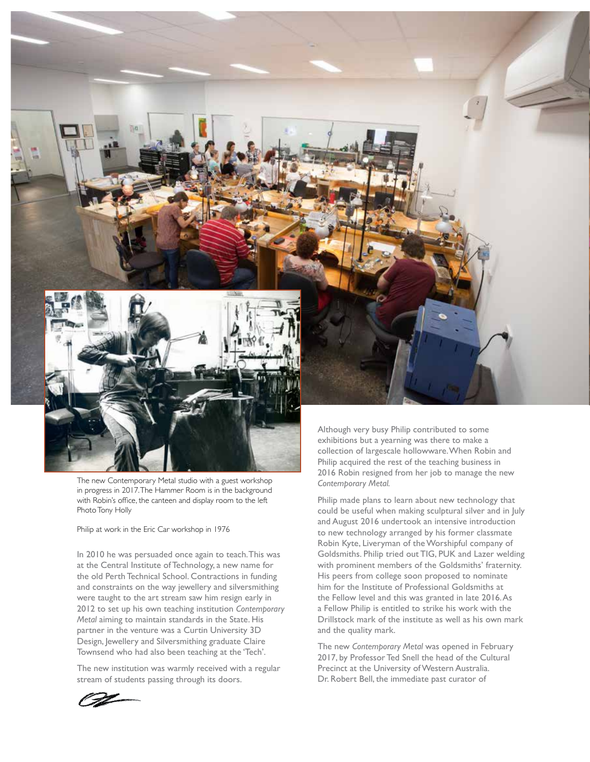The new Contemporary Metal studio with a guest workshop in progress in 2017. The Hammer Room is in the background with Robin's office, the canteen and display room to the left Photo Tony Holly

Philip at work in the Eric Car workshop in 1976

In 2010 he was persuaded once again to teach. This was at the Central Institute of Technology, a new name for the old Perth Technical School. Contractions in funding and constraints on the way jewellery and silversmithing were taught to the art stream saw him resign early in 2012 to set up his own teaching institution *Contemporary Metal* aiming to maintain standards in the State. His partner in the venture was a Curtin University 3D Design, Jewellery and Silversmithing graduate Claire Townsend who had also been teaching at the 'Tech'.

The new institution was warmly received with a regular stream of students passing through its doors.

Although very busy Philip contributed to some exhibitions but a yearning was there to make a collection of largescale hollowware. When Robin and Philip acquired the rest of the teaching business in 2016 Robin resigned from her job to manage the new *Contemporary Metal.*

Philip made plans to learn about new technology that could be useful when making sculptural silver and in July and August 2016 undertook an intensive introduction to new technology arranged by his former classmate Robin Kyte, Liveryman of the Worshipful company of Goldsmiths. Philip tried out TIG, PUK and Lazer welding with prominent members of the Goldsmiths' fraternity. His peers from college soon proposed to nominate him for the Institute of Professional Goldsmiths at the Fellow level and this was granted in late 2016. As a Fellow Philip is entitled to strike his work with the Drillstock mark of the institute as well as his own mark and the quality mark.

The new *Contemporary Metal* was opened in February 2017, by Professor Ted Snell the head of the Cultural Precinct at the University of Western Australia. Dr. Robert Bell, the immediate past curator of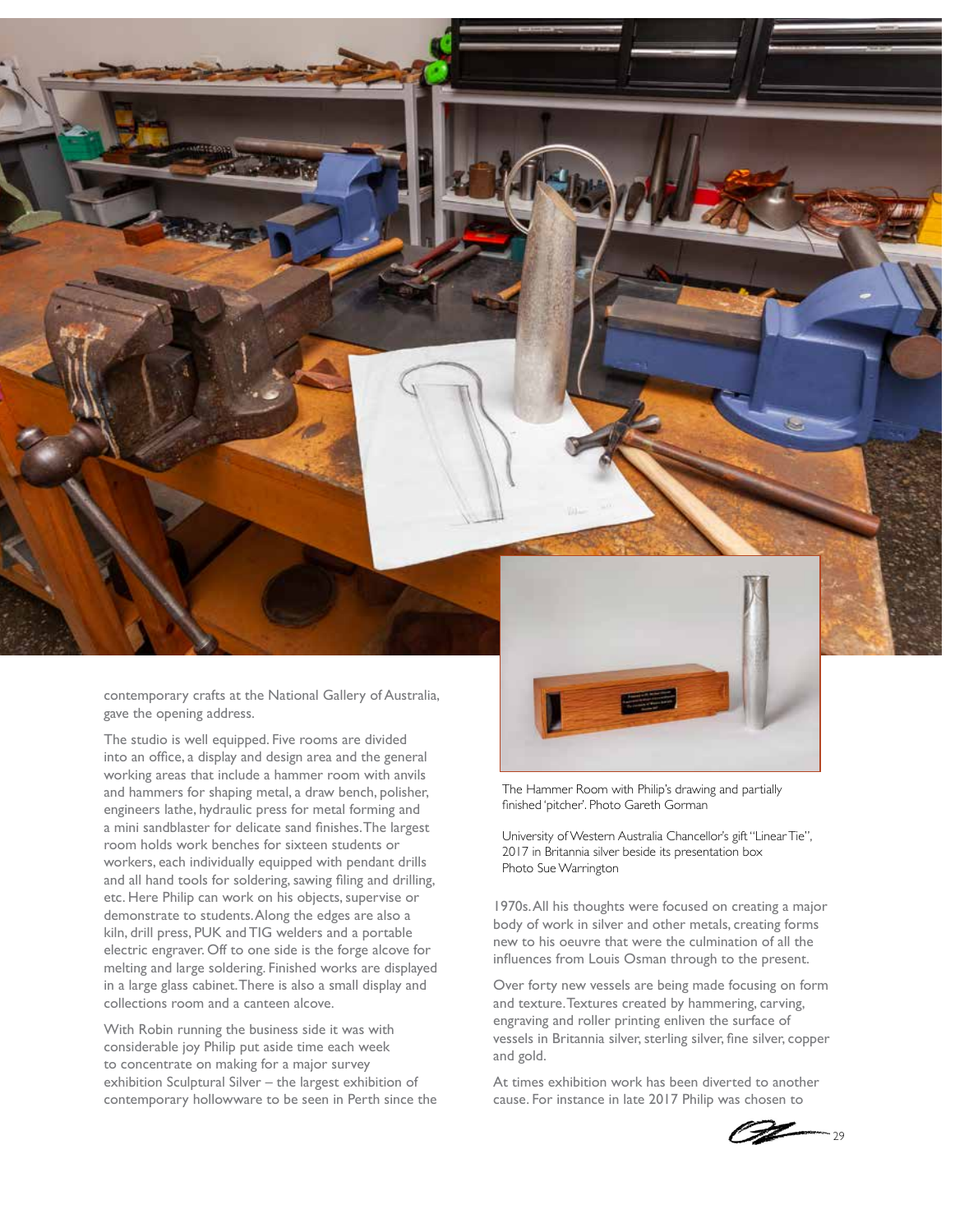contemporary crafts at the National Gallery of Australia, gave the opening address.

The studio is well equipped. Five rooms are divided into an office, a display and design area and the general working areas that include a hammer room with anvils and hammers for shaping metal, a draw bench, polisher, engineers lathe, hydraulic press for metal forming and a mini sandblaster for delicate sand finishes. The largest room holds work benches for sixteen students or workers, each individually equipped with pendant drills and all hand tools for soldering, sawing filing and drilling, etc. Here Philip can work on his objects, supervise or demonstrate to students. Along the edges are also a kiln, drill press, PUK and TIG welders and a portable electric engraver. Off to one side is the forge alcove for melting and large soldering. Finished works are displayed in a large glass cabinet. There is also a small display and collections room and a canteen alcove.

With Robin running the business side it was with considerable joy Philip put aside time each week to concentrate on making for a major survey exhibition Sculptural Silver – the largest exhibition of contemporary hollowware to be seen in Perth since the 1970s. All his thoughts were focused on creating a major body of work in silver and other metals, creating forms new to his oeuvre that were the culmination of all the influences from Louis Osman through to the present.

Over forty new vessels are being made focusing on form and texture. Textures created by hammering, carving, engraving and roller printing enliven the surface of vessels in Britannia silver, sterling silver, fine silver, copper and gold.

At times exhibition work has been diverted to another cause. For instance in late 2017 Philip was chosen to

The Hammer Room with Philip's drawing and partially finished 'pitcher'. Photo Gareth Gorman

University of Western Australia Chancellor's gift "Linear Tie", 2017 in Britannia silver beside its presentation box
Photo Sue Warrington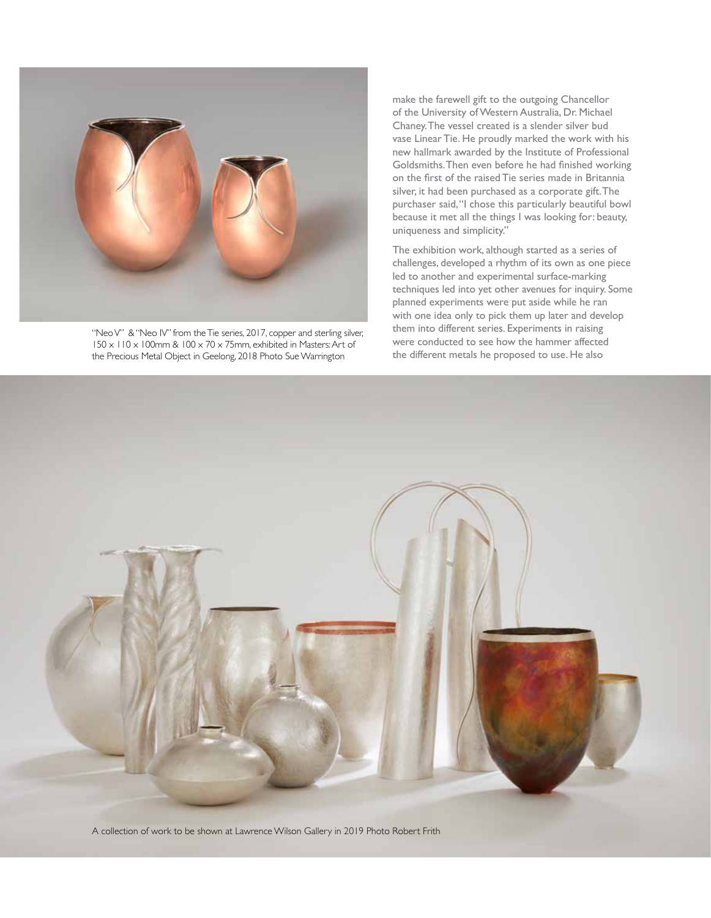"Neo V" & "Neo IV" from the Tie series, 2017, copper and sterling silver, 150 x 110 x 100mm & 100 x 70 x 75mm, exhibited in Masters: Art of the Precious Metal Object in Geelong, 2018 Photo Sue Warrington

make the farewell gift to the outgoing Chancellor of the University of Western Australia, Dr. Michael Chaney. The vessel created is a slender silver bud vase Linear Tie. He proudly marked the work with his new hallmark awarded by the Institute of Professional Goldsmiths. Then even before he had finished working on the first of the raised Tie series made in Britannia silver, it had been purchased as a corporate gift. The purchaser said, "I chose this particularly beautiful bowl because it met all the things I was looking for: beauty, uniqueness and simplicity."

The exhibition work, although started as a series of challenges, developed a rhythm of its own as one piece led to another and experimental surface-marking techniques led into yet other avenues for inquiry. Some planned experiments were put aside while he ran with one idea only to pick them up later and develop them into different series. Experiments in raising were conducted to see how the hammer affected the different metals he proposed to use. He also

A collection of work to be shown at Lawrence Wilson Gallery in 2019 Photo Robert Frith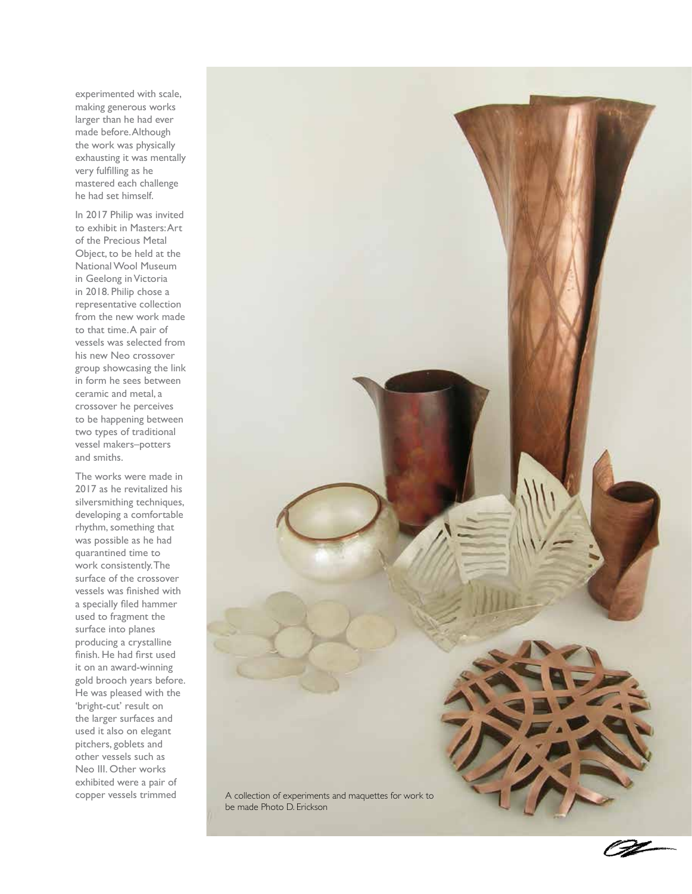experimented with scale, making generous works larger than he had ever made before. Although the work was physically exhausting it was mentally very fulfilling as he mastered each challenge he had set himself.

In 2017 Philip was invited to exhibit in Masters: Art of the Precious Metal Object, to be held at the National Wool Museum in Geelong in Victoria in 2018. Philip chose a representative collection from the new work made to that time. A pair of vessels was selected from his new Neo crossover group showcasing the link in form he sees between ceramic and metal, a crossover he perceives to be happening between two types of traditional vessel makers–potters and smiths.

The works were made in 2017 as he revitalized his silversmithing techniques, developing a comfortable rhythm, something that was possible as he had quarantined time to work consistently. The surface of the crossover vessels was finished with a specially filed hammer used to fragment the surface into planes producing a crystalline finish. He had first used it on an award-winning gold brooch years before. He was pleased with the 'bright-cut' result on the larger surfaces and used it also on elegant pitchers, goblets and other vessels such as Neo III. Other works exhibited were a pair of copper vessels trimmed

A collection of experiments and maquettes for work to be made Photo D. Erickson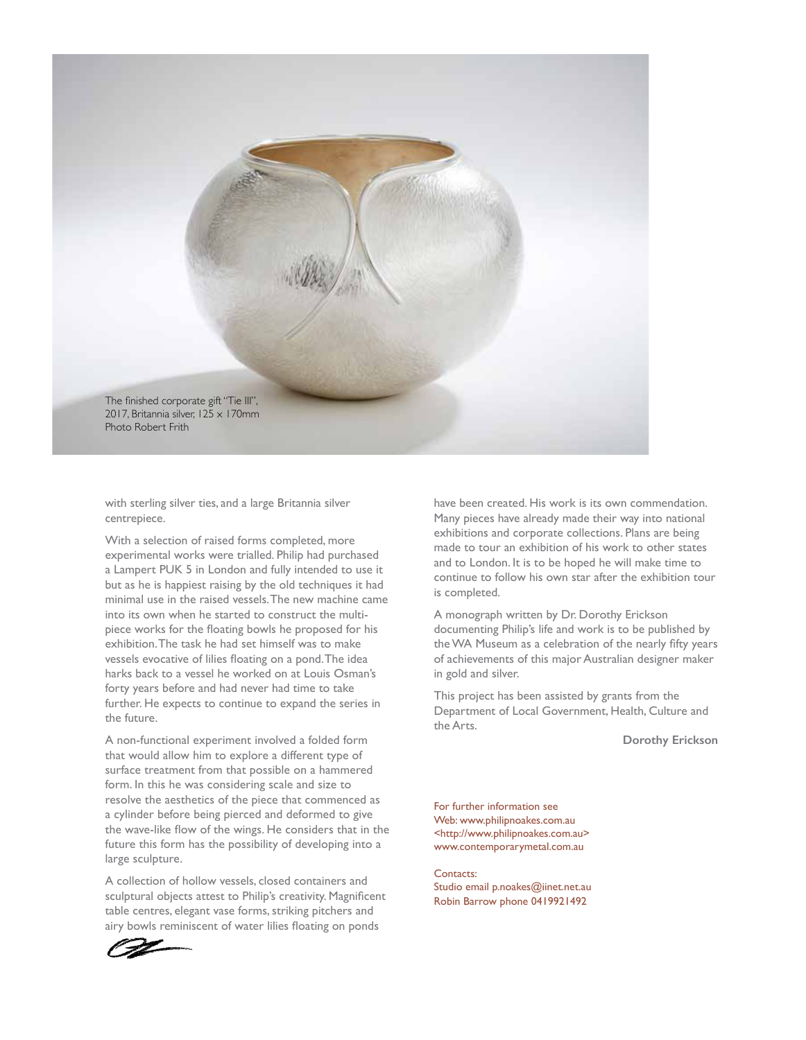The finished corporate gift "Tie III", 2017, Britannia silver, 125 × 170mm
Photo Robert Frith

with sterling silver ties, and a large Britannia silver centrepiece.

With a selection of raised forms completed, more experimental works were trialled. Philip had purchased a Lampert PUK 5 in London and fully intended to use it but as he is happiest raising by the old techniques it had minimal use in the raised vessels. The new machine came into its own when he started to construct the multi-piece works for the floating bowls he proposed for his exhibition. The task he had set himself was to make vessels evocative of lilies floating on a pond. The idea harks back to a vessel he worked on at Louis Osman's forty years before and had never had time to take further. He expects to continue to expand the series in the future.

A non-functional experiment involved a folded form that would allow him to explore a different type of surface treatment from that possible on a hammered form. In this he was considering scale and size to resolve the aesthetics of the piece that commenced as a cylinder before being pierced and deformed to give the wave-like flow of the wings. He considers that in the future this form has the possibility of developing into a large sculpture.

A collection of hollow vessels, closed containers and sculptural objects attest to Philip's creativity. Magnificent table centres, elegant vase forms, striking pitchers and airy bowls reminiscent of water lilies floating on ponds have been created. His work is its own commendation. Many pieces have already made their way into national exhibitions and corporate collections. Plans are being made to tour an exhibition of his work to other states and to London. It is to be hoped he will make time to continue to follow his own star after the exhibition tour is completed.

A monograph written by Dr. Dorothy Erickson documenting Philip's life and work is to be published by the WA Museum as a celebration of the nearly fifty years of achievements of this major Australian designer maker in gold and silver.

This project has been assisted by grants from the Department of Local Government, Health, Culture and the Arts.

**Dorothy Erickson**

For further information see
Web: www.philipnoakes.com.au
<http://www.philipnoakes.com.au>
www.contemporarymetal.com.au

Contacts:
Studio email p.noakes@iinet.net.au
Robin Barrow phone 0419921492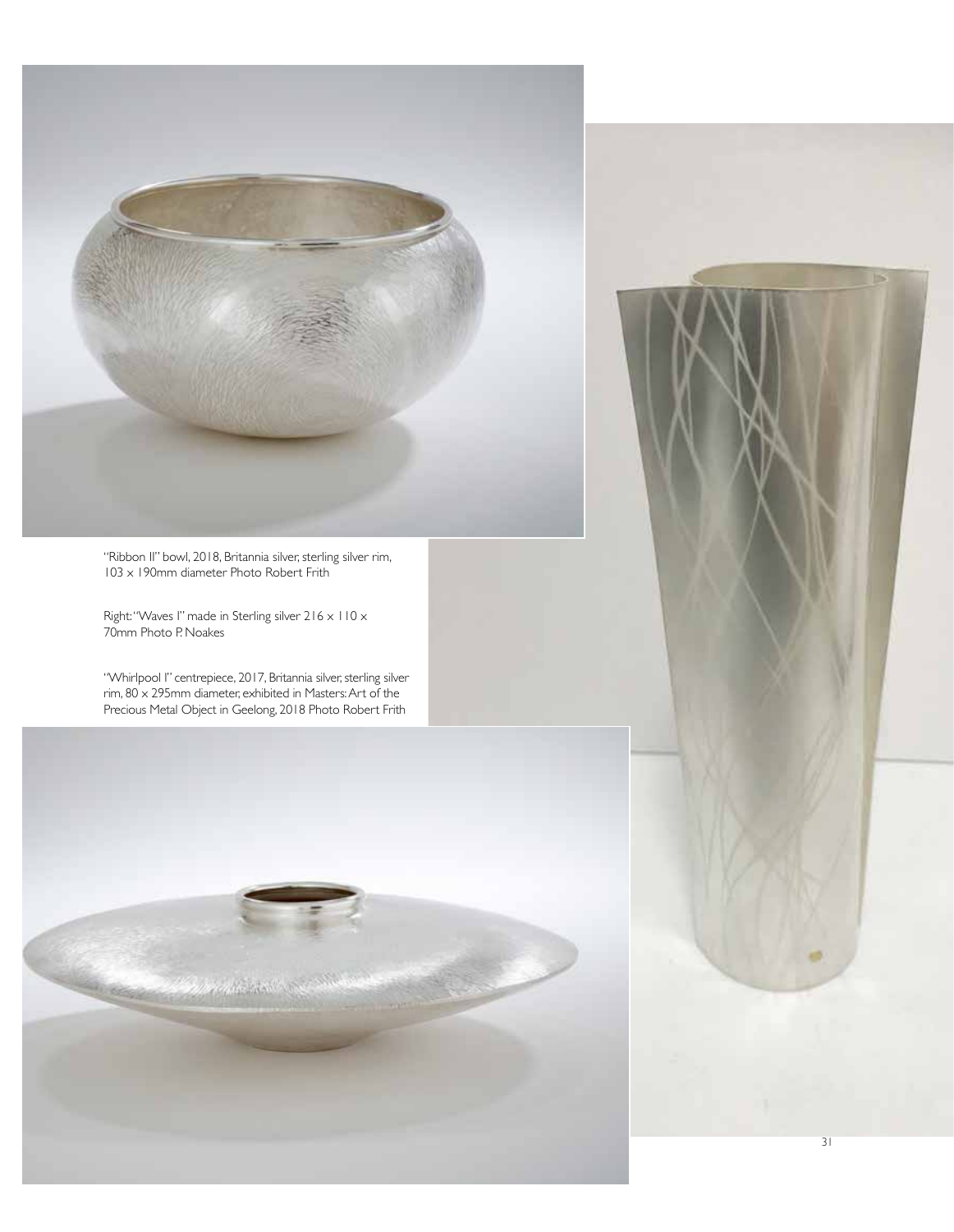"Ribbon II" bowl, 2018, Britannia silver, sterling silver rim, 103 x 190mm diameter Photo Robert Frith

Right: "Waves I" made in Sterling silver 216 x 110 x 70mm Photo P. Noakes

"Whirlpool I" centrepiece, 2017, Britannia silver, sterling silver rim, 80 x 295mm diameter, exhibited in Masters: Art of the Precious Metal Object in Geelong, 2018 Photo Robert Frith